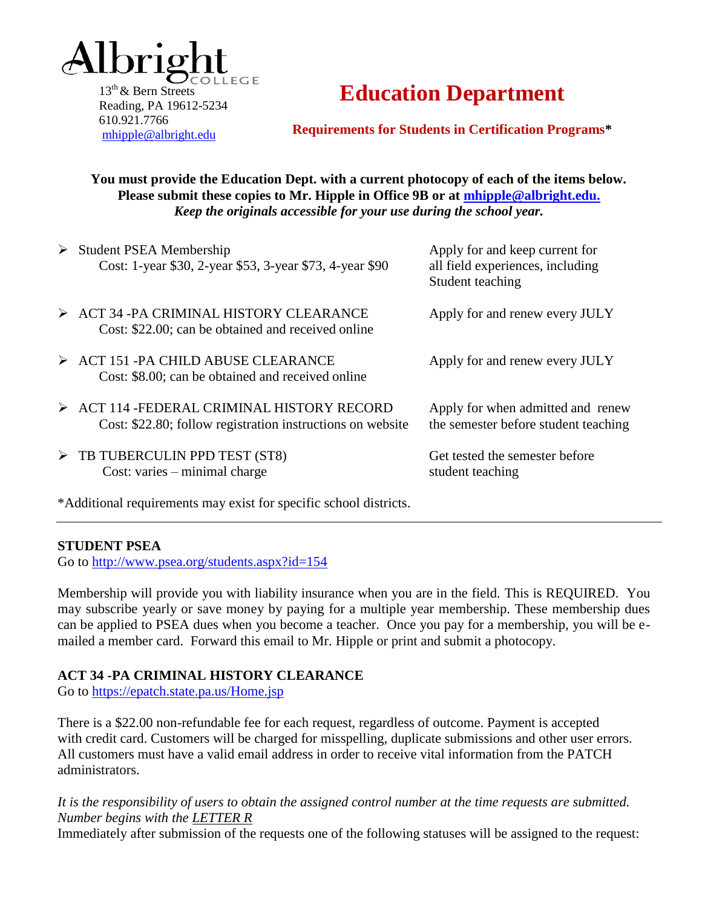Albright College
13th & Bern Streets
Reading, PA 19612-5234
610.921.7766
mhipple@albright.edu

# Education Department

**Requirements for Students in Certification Programs***

**You must provide the Education Dept. with a current photocopy of each of the items below.**
**Please submit these copies to Mr. Hipple in Office 9B or at mhipple@albright.edu.**
***Keep the originals accessible for your use during the school year.***

| Requirement | When |
|---|---|
| ➢ Student PSEA Membership<br>Cost: 1-year $30, 2-year $53, 3-year $73, 4-year $90 | Apply for and keep current for all field experiences, including Student teaching |
| ➢ ACT 34 -PA CRIMINAL HISTORY CLEARANCE<br>Cost: $22.00; can be obtained and received online | Apply for and renew every JULY |
| ➢ ACT 151 -PA CHILD ABUSE CLEARANCE<br>Cost: $8.00; can be obtained and received online | Apply for and renew every JULY |
| ➢ ACT 114 -FEDERAL CRIMINAL HISTORY RECORD<br>Cost: $22.80; follow registration instructions on website | Apply for when admitted and renew the semester before student teaching |
| ➢ TB TUBERCULIN PPD TEST (ST8)<br>Cost: varies – minimal charge | Get tested the semester before student teaching |

*Additional requirements may exist for specific school districts.

---

**STUDENT PSEA**
Go to http://www.psea.org/students.aspx?id=154

Membership will provide you with liability insurance when you are in the field. This is REQUIRED. You may subscribe yearly or save money by paying for a multiple year membership. These membership dues can be applied to PSEA dues when you become a teacher. Once you pay for a membership, you will be e-mailed a member card. Forward this email to Mr. Hipple or print and submit a photocopy.

**ACT 34 -PA CRIMINAL HISTORY CLEARANCE**
Go to https://epatch.state.pa.us/Home.jsp

There is a $22.00 non-refundable fee for each request, regardless of outcome. Payment is accepted with credit card. Customers will be charged for misspelling, duplicate submissions and other user errors. All customers must have a valid email address in order to receive vital information from the PATCH administrators.

*It is the responsibility of users to obtain the assigned control number at the time requests are submitted. Number begins with the LETTER R*
Immediately after submission of the requests one of the following statuses will be assigned to the request: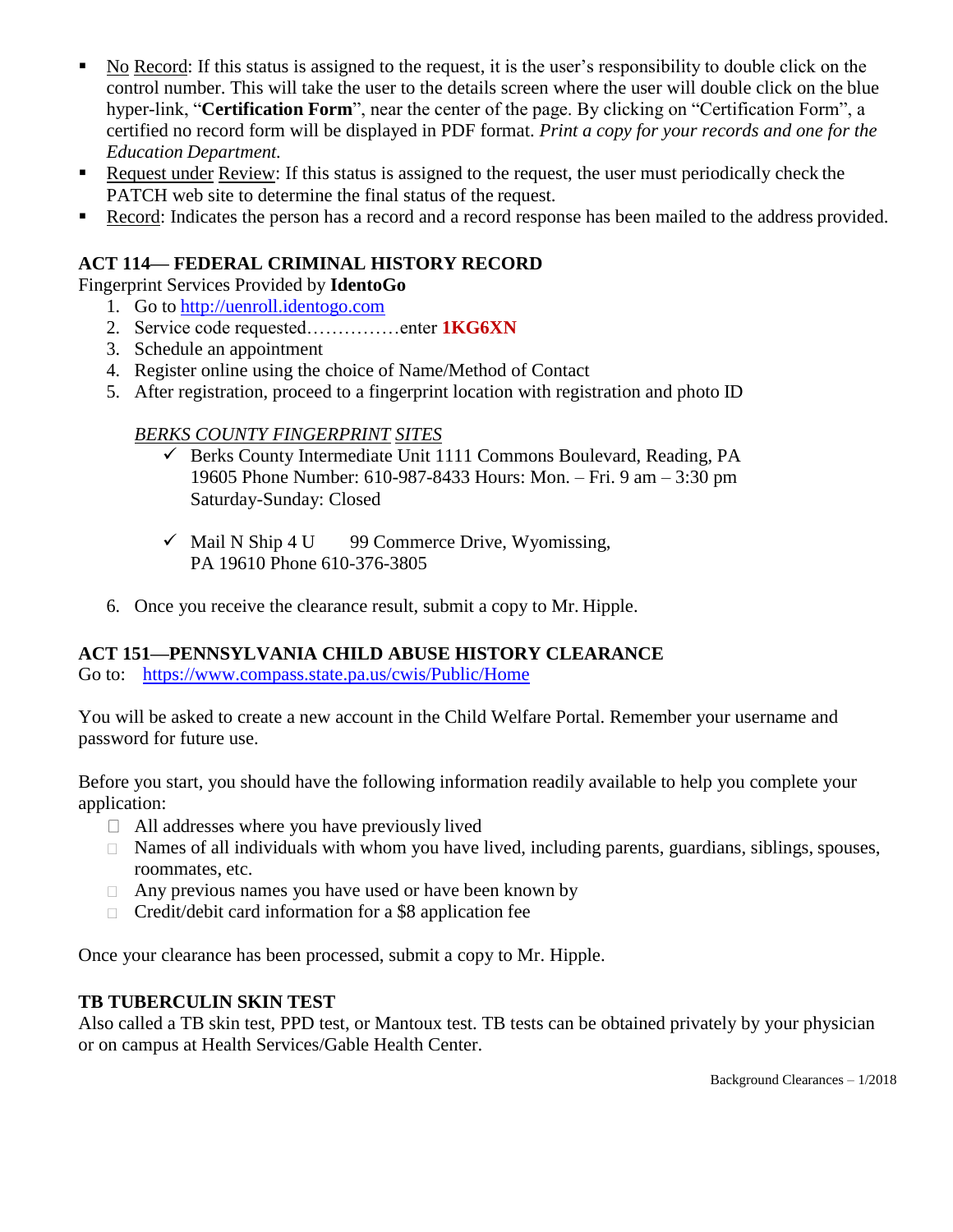- No Record: If this status is assigned to the request, it is the user's responsibility to double click on the control number. This will take the user to the details screen where the user will double click on the blue hyper-link, "**Certification Form**", near the center of the page. By clicking on "Certification Form", a certified no record form will be displayed in PDF format. *Print a copy for your records and one for the Education Department.*
- Request under Review: If this status is assigned to the request, the user must periodically check the PATCH web site to determine the final status of the request.
- Record: Indicates the person has a record and a record response has been mailed to the address provided.

## ACT 114— FEDERAL CRIMINAL HISTORY RECORD

Fingerprint Services Provided by **IdentoGo**

1. Go to http://uenroll.identogo.com
2. Service code requested……………enter **1KG6XN**
3. Schedule an appointment
4. Register online using the choice of Name/Method of Contact
5. After registration, proceed to a fingerprint location with registration and photo ID

   *BERKS COUNTY FINGERPRINT SITES*

   - ✓ Berks County Intermediate Unit 1111 Commons Boulevard, Reading, PA 19605 Phone Number: 610-987-8433 Hours: Mon. – Fri. 9 am – 3:30 pm Saturday-Sunday: Closed
   - ✓ Mail N Ship 4 U 99 Commerce Drive, Wyomissing, PA 19610 Phone 610-376-3805

6. Once you receive the clearance result, submit a copy to Mr. Hipple.

## ACT 151—PENNSYLVANIA CHILD ABUSE HISTORY CLEARANCE

Go to: https://www.compass.state.pa.us/cwis/Public/Home

You will be asked to create a new account in the Child Welfare Portal. Remember your username and password for future use.

Before you start, you should have the following information readily available to help you complete your application:

- All addresses where you have previously lived
- Names of all individuals with whom you have lived, including parents, guardians, siblings, spouses, roommates, etc.
- Any previous names you have used or have been known by
- Credit/debit card information for a $8 application fee

Once your clearance has been processed, submit a copy to Mr. Hipple.

## TB TUBERCULIN SKIN TEST

Also called a TB skin test, PPD test, or Mantoux test. TB tests can be obtained privately by your physician or on campus at Health Services/Gable Health Center.